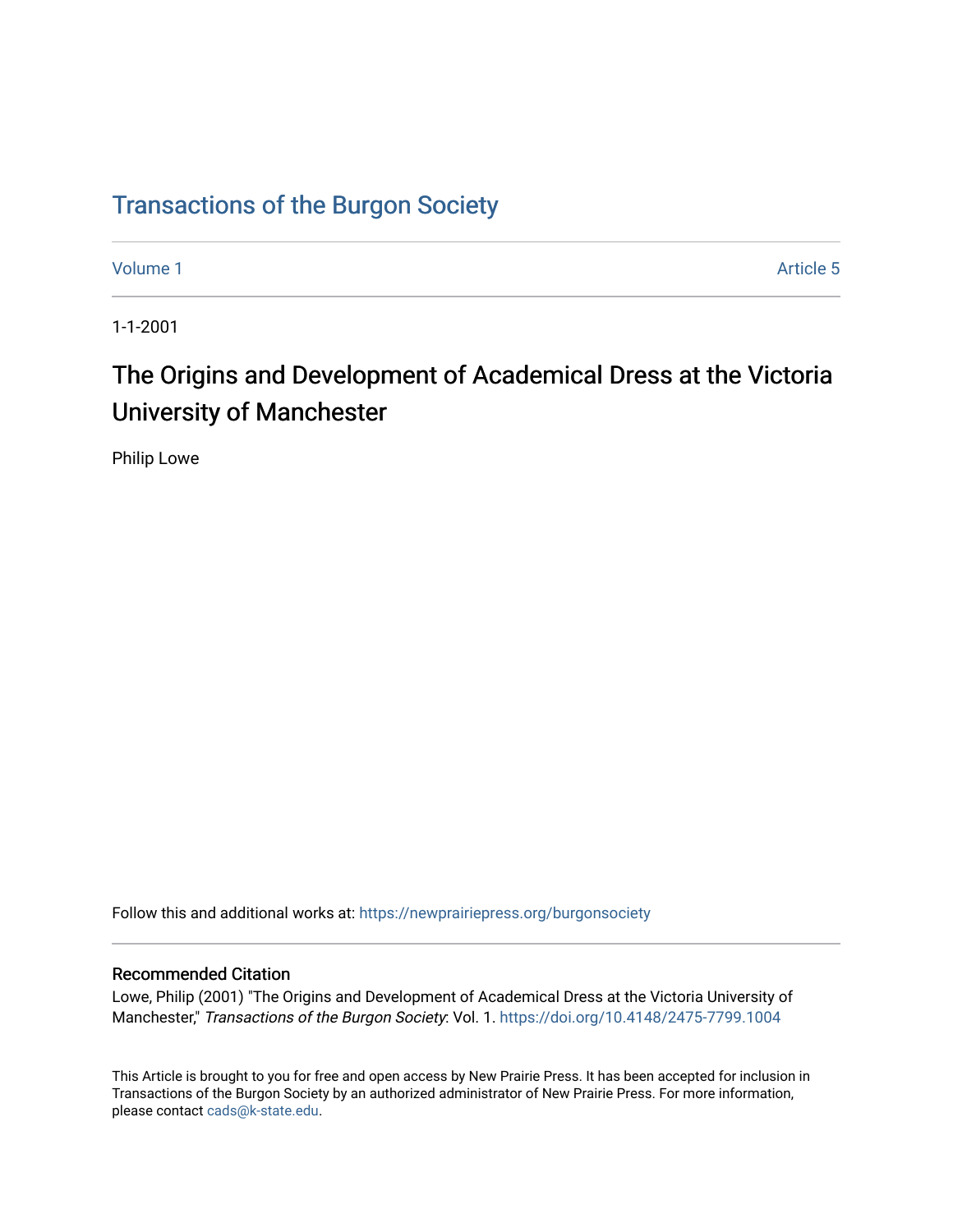# Transactions of the Burgon Society

Volume 1 | Article 5

1-1-2001

## The Origins and Development of Academical Dress at the Victoria University of Manchester

Philip Lowe

Follow this and additional works at: https://newprairiepress.org/burgonsociety

### Recommended Citation

Lowe, Philip (2001) "The Origins and Development of Academical Dress at the Victoria University of Manchester," *Transactions of the Burgon Society*: Vol. 1. https://doi.org/10.4148/2475-7799.1004

This Article is brought to you for free and open access by New Prairie Press. It has been accepted for inclusion in Transactions of the Burgon Society by an authorized administrator of New Prairie Press. For more information, please contact cads@k-state.edu.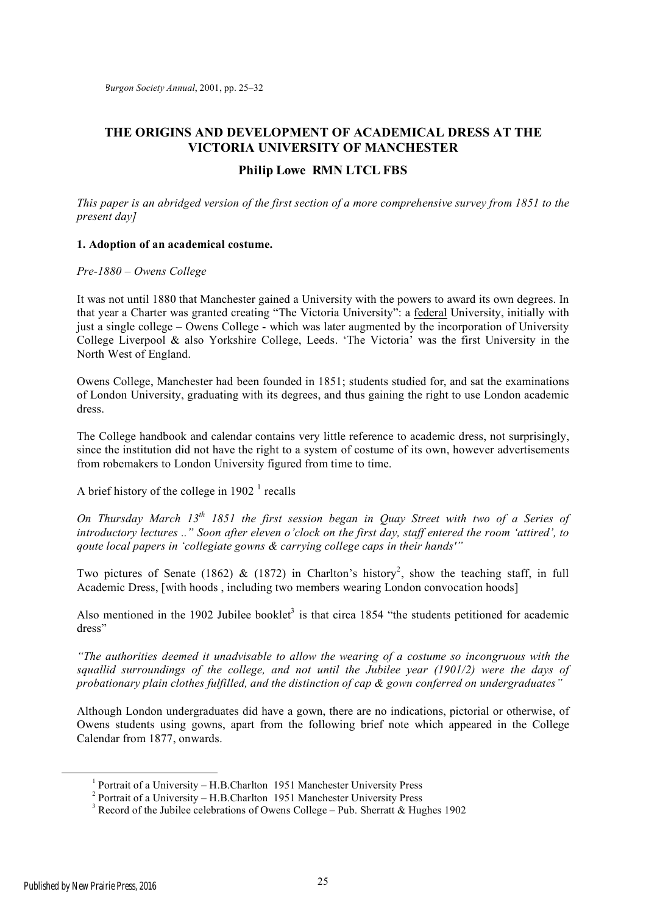# THE ORIGINS AND DEVELOPMENT OF ACADEMICAL DRESS AT THE VICTORIA UNIVERSITY OF MANCHESTER

## Philip Lowe RMN LTCL FBS

*This paper is an abridged version of the first section of a more comprehensive survey from 1851 to the present day]*

### 1. Adoption of an academical costume.

*Pre-1880 – Owens College*

It was not until 1880 that Manchester gained a University with the powers to award its own degrees. In that year a Charter was granted creating "The Victoria University": a federal University, initially with just a single college – Owens College - which was later augmented by the incorporation of University College Liverpool & also Yorkshire College, Leeds. 'The Victoria' was the first University in the North West of England.

Owens College, Manchester had been founded in 1851; students studied for, and sat the examinations of London University, graduating with its degrees, and thus gaining the right to use London academic dress.

The College handbook and calendar contains very little reference to academic dress, not surprisingly, since the institution did not have the right to a system of costume of its own, however advertisements from robemakers to London University figured from time to time.

A brief history of the college in 1902 [1] recalls

*On Thursday March 13th 1851 the first session began in Quay Street with two of a Series of introductory lectures .." Soon after eleven o'clock on the first day, staff entered the room 'attired', to qoute local papers in 'collegiate gowns & carrying college caps in their hands'"*

Two pictures of Senate (1862) & (1872) in Charlton's history[2], show the teaching staff, in full Academic Dress, [with hoods , including two members wearing London convocation hoods]

Also mentioned in the 1902 Jubilee booklet[3] is that circa 1854 "the students petitioned for academic dress"

*"The authorities deemed it unadvisable to allow the wearing of a costume so incongruous with the squallid surroundings of the college, and not until the Jubilee year (1901/2) were the days of probationary plain clothes fulfilled, and the distinction of cap & gown conferred on undergraduates"*

Although London undergraduates did have a gown, there are no indications, pictorial or otherwise, of Owens students using gowns, apart from the following brief note which appeared in the College Calendar from 1877, onwards.

---

[1] Portrait of a University – H.B.Charlton 1951 Manchester University Press

[2] Portrait of a University – H.B.Charlton 1951 Manchester University Press

[3] Record of the Jubilee celebrations of Owens College – Pub. Sherratt & Hughes 1902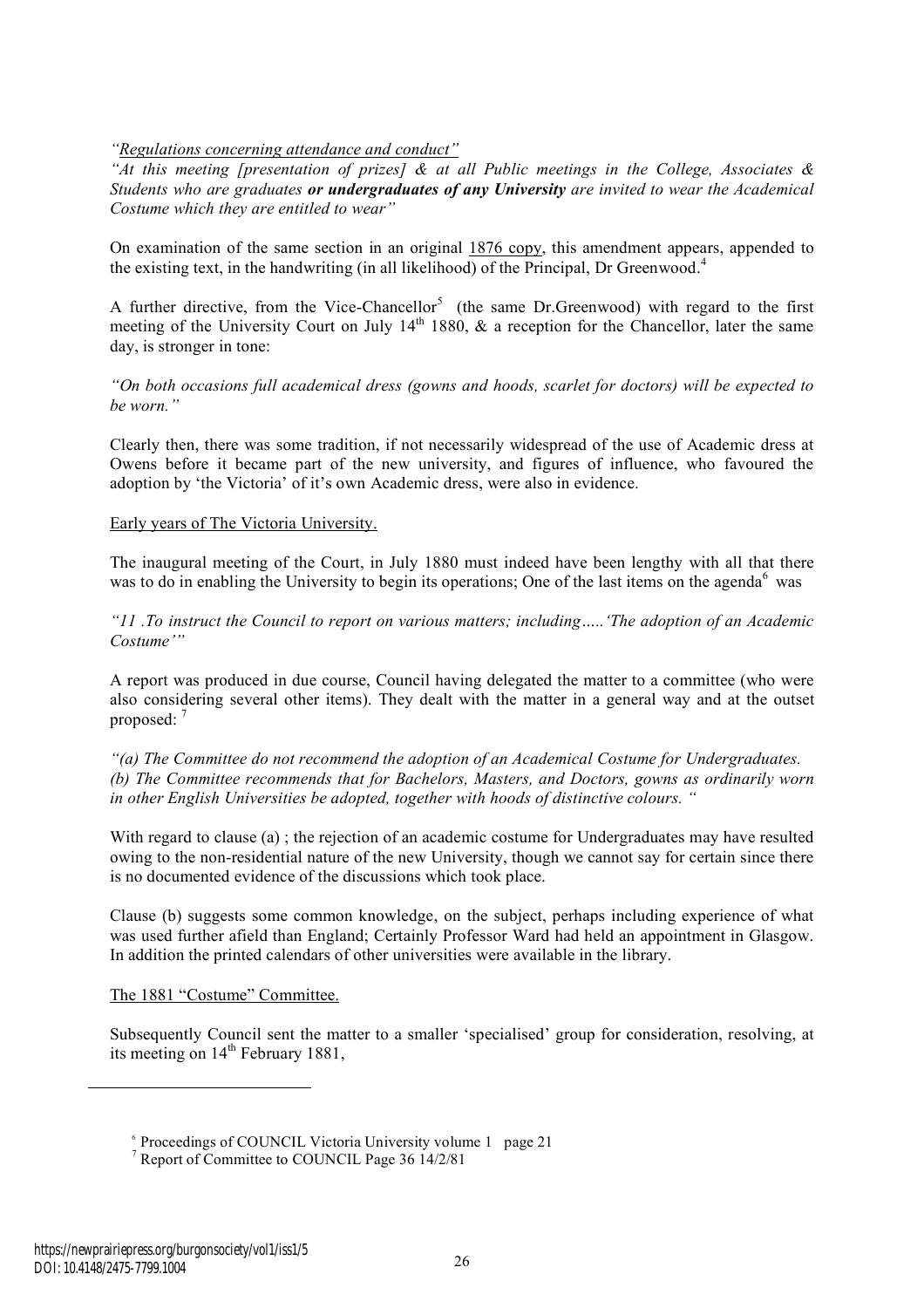*"Regulations concerning attendance and conduct"*

*"At this meeting [presentation of prizes] & at all Public meetings in the College, Associates & Students who are graduates **or undergraduates of any University** are invited to wear the Academical Costume which they are entitled to wear"*

On examination of the same section in an original 1876 copy, this amendment appears, appended to the existing text, in the handwriting (in all likelihood) of the Principal, Dr Greenwood.[4]

A further directive, from the Vice-Chancellor[5] (the same Dr.Greenwood) with regard to the first meeting of the University Court on July 14th 1880, & a reception for the Chancellor, later the same day, is stronger in tone:

*"On both occasions full academical dress (gowns and hoods, scarlet for doctors) will be expected to be worn."*

Clearly then, there was some tradition, if not necessarily widespread of the use of Academic dress at Owens before it became part of the new university, and figures of influence, who favoured the adoption by 'the Victoria' of it's own Academic dress, were also in evidence.

## Early years of The Victoria University.

The inaugural meeting of the Court, in July 1880 must indeed have been lengthy with all that there was to do in enabling the University to begin its operations; One of the last items on the agenda[6] was

*"11 .To instruct the Council to report on various matters; including…..'The adoption of an Academic Costume'"*

A report was produced in due course, Council having delegated the matter to a committee (who were also considering several other items). They dealt with the matter in a general way and at the outset proposed: [7]

*"(a) The Committee do not recommend the adoption of an Academical Costume for Undergraduates.*
*(b) The Committee recommends that for Bachelors, Masters, and Doctors, gowns as ordinarily worn in other English Universities be adopted, together with hoods of distinctive colours. "*

With regard to clause (a) ; the rejection of an academic costume for Undergraduates may have resulted owing to the non-residential nature of the new University, though we cannot say for certain since there is no documented evidence of the discussions which took place.

Clause (b) suggests some common knowledge, on the subject, perhaps including experience of what was used further afield than England; Certainly Professor Ward had held an appointment in Glasgow. In addition the printed calendars of other universities were available in the library.

## The 1881 "Costume" Committee.

Subsequently Council sent the matter to a smaller 'specialised' group for consideration, resolving, at its meeting on 14th February 1881,

---

[6] Proceedings of COUNCIL Victoria University volume 1 page 21

[7] Report of Committee to COUNCIL Page 36 14/2/81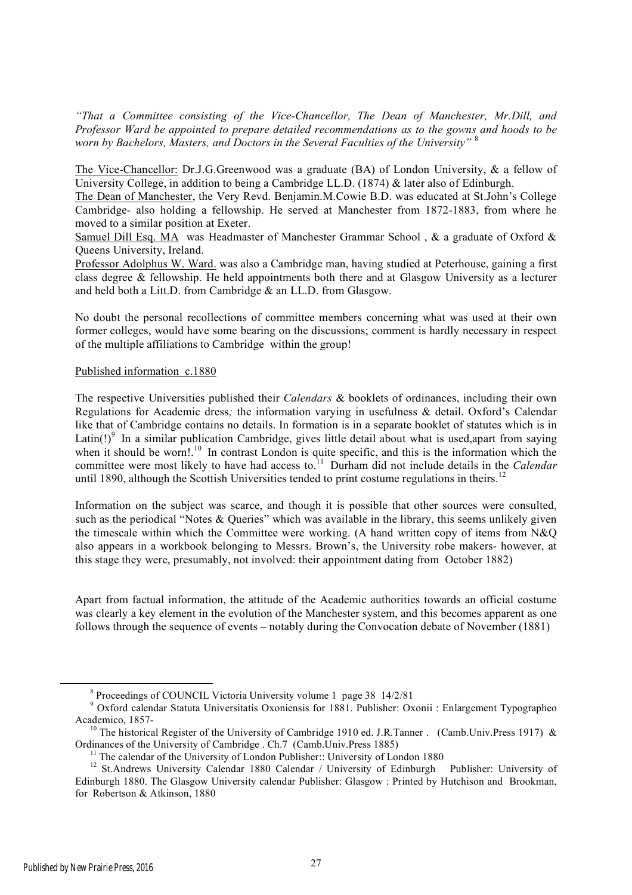*"That a Committee consisting of the Vice-Chancellor, The Dean of Manchester, Mr.Dill, and Professor Ward be appointed to prepare detailed recommendations as to the gowns and hoods to be worn by Bachelors, Masters, and Doctors in the Several Faculties of the University"* [8]

<u>The Vice-Chancellor:</u> Dr.J.G.Greenwood was a graduate (BA) of London University, & a fellow of University College, in addition to being a Cambridge LL.D. (1874) & later also of Edinburgh.

<u>The Dean of Manchester</u>, the Very Revd. Benjamin.M.Cowie B.D. was educated at St.John's College Cambridge- also holding a fellowship. He served at Manchester from 1872-1883, from where he moved to a similar position at Exeter.

<u>Samuel Dill Esq. MA</u> was Headmaster of Manchester Grammar School , & a graduate of Oxford & Queens University, Ireland.

<u>Professor Adolphus W. Ward.</u> was also a Cambridge man, having studied at Peterhouse, gaining a first class degree & fellowship. He held appointments both there and at Glasgow University as a lecturer and held both a Litt.D. from Cambridge & an LL.D. from Glasgow.

No doubt the personal recollections of committee members concerning what was used at their own former colleges, would have some bearing on the discussions; comment is hardly necessary in respect of the multiple affiliations to Cambridge within the group!

<u>Published information c.1880</u>

The respective Universities published their *Calendars* & booklets of ordinances, including their own Regulations for Academic dress; the information varying in usefulness & detail. Oxford's Calendar like that of Cambridge contains no details. In formation is in a separate booklet of statutes which is in Latin(!)[9] In a similar publication Cambridge, gives little detail about what is used,apart from saying when it should be worn!.[10] In contrast London is quite specific, and this is the information which the committee were most likely to have had access to.[11] Durham did not include details in the *Calendar* until 1890, although the Scottish Universities tended to print costume regulations in theirs.[12]

Information on the subject was scarce, and though it is possible that other sources were consulted, such as the periodical "Notes & Queries" which was available in the library, this seems unlikely given the timescale within which the Committee were working. (A hand written copy of items from N&Q also appears in a workbook belonging to Messrs. Brown's, the University robe makers- however, at this stage they were, presumably, not involved: their appointment dating from October 1882)

Apart from factual information, the attitude of the Academic authorities towards an official costume was clearly a key element in the evolution of the Manchester system, and this becomes apparent as one follows through the sequence of events – notably during the Convocation debate of November (1881)

---

[8] Proceedings of COUNCIL Victoria University volume 1 page 38 14/2/81

[9] Oxford calendar Statuta Universitatis Oxoniensis for 1881. Publisher: Oxonii : Enlargement Typographeo Academico, 1857-

[10] The historical Register of the University of Cambridge 1910 ed. J.R.Tanner . (Camb.Univ.Press 1917) & Ordinances of the University of Cambridge . Ch.7 (Camb.Univ.Press 1885)

[11] The calendar of the University of London Publisher:: University of London 1880

[12] St.Andrews University Calendar 1880 Calendar / University of Edinburgh Publisher: University of Edinburgh 1880. The Glasgow University calendar Publisher: Glasgow : Printed by Hutchison and Brookman, for Robertson & Atkinson, 1880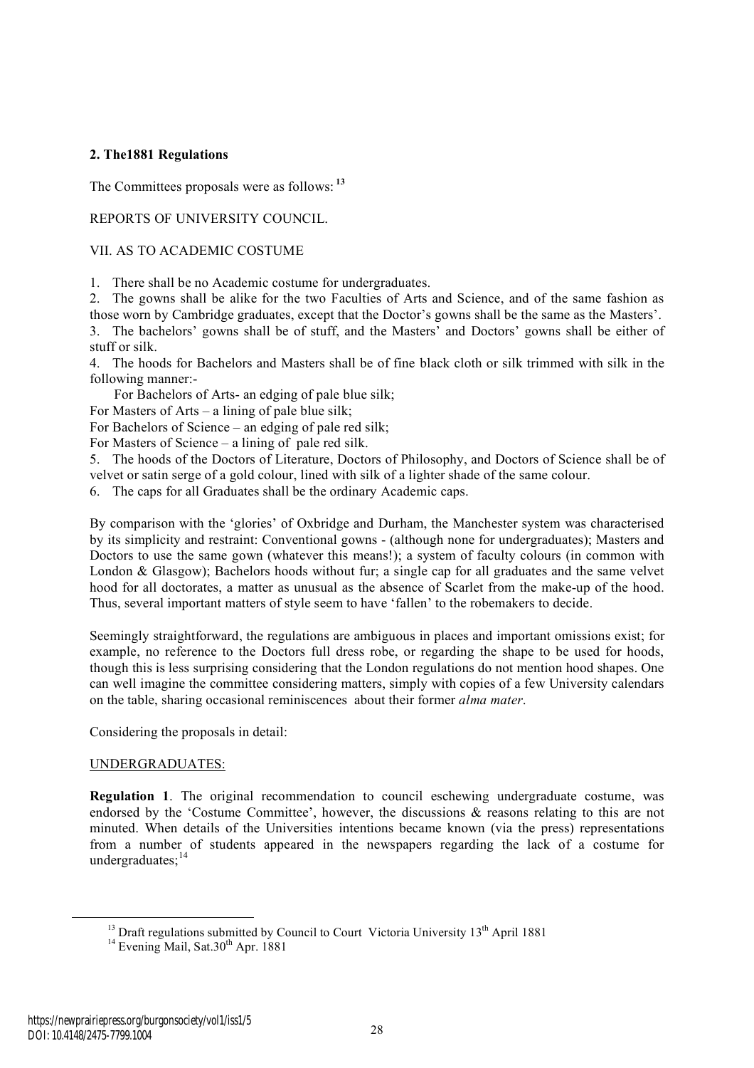## 2. The1881 Regulations

The Committees proposals were as follows: [13]

REPORTS OF UNIVERSITY COUNCIL.

VII. AS TO ACADEMIC COSTUME

1. There shall be no Academic costume for undergraduates.
2. The gowns shall be alike for the two Faculties of Arts and Science, and of the same fashion as those worn by Cambridge graduates, except that the Doctor's gowns shall be the same as the Masters'.
3. The bachelors' gowns shall be of stuff, and the Masters' and Doctors' gowns shall be either of stuff or silk.
4. The hoods for Bachelors and Masters shall be of fine black cloth or silk trimmed with silk in the following manner:-

   For Bachelors of Arts- an edging of pale blue silk;
   For Masters of Arts – a lining of pale blue silk;
   For Bachelors of Science – an edging of pale red silk;
   For Masters of Science – a lining of pale red silk.
5. The hoods of the Doctors of Literature, Doctors of Philosophy, and Doctors of Science shall be of velvet or satin serge of a gold colour, lined with silk of a lighter shade of the same colour.
6. The caps for all Graduates shall be the ordinary Academic caps.

By comparison with the 'glories' of Oxbridge and Durham, the Manchester system was characterised by its simplicity and restraint: Conventional gowns - (although none for undergraduates); Masters and Doctors to use the same gown (whatever this means!); a system of faculty colours (in common with London & Glasgow); Bachelors hoods without fur; a single cap for all graduates and the same velvet hood for all doctorates, a matter as unusual as the absence of Scarlet from the make-up of the hood. Thus, several important matters of style seem to have 'fallen' to the robemakers to decide.

Seemingly straightforward, the regulations are ambiguous in places and important omissions exist; for example, no reference to the Doctors full dress robe, or regarding the shape to be used for hoods, though this is less surprising considering that the London regulations do not mention hood shapes. One can well imagine the committee considering matters, simply with copies of a few University calendars on the table, sharing occasional reminiscences about their former *alma mater*.

Considering the proposals in detail:

UNDERGRADUATES:

**Regulation 1**. The original recommendation to council eschewing undergraduate costume, was endorsed by the 'Costume Committee', however, the discussions & reasons relating to this are not minuted. When details of the Universities intentions became known (via the press) representations from a number of students appeared in the newspapers regarding the lack of a costume for undergraduates;[14]

---

[13] Draft regulations submitted by Council to Court Victoria University 13th April 1881

[14] Evening Mail, Sat.30th Apr. 1881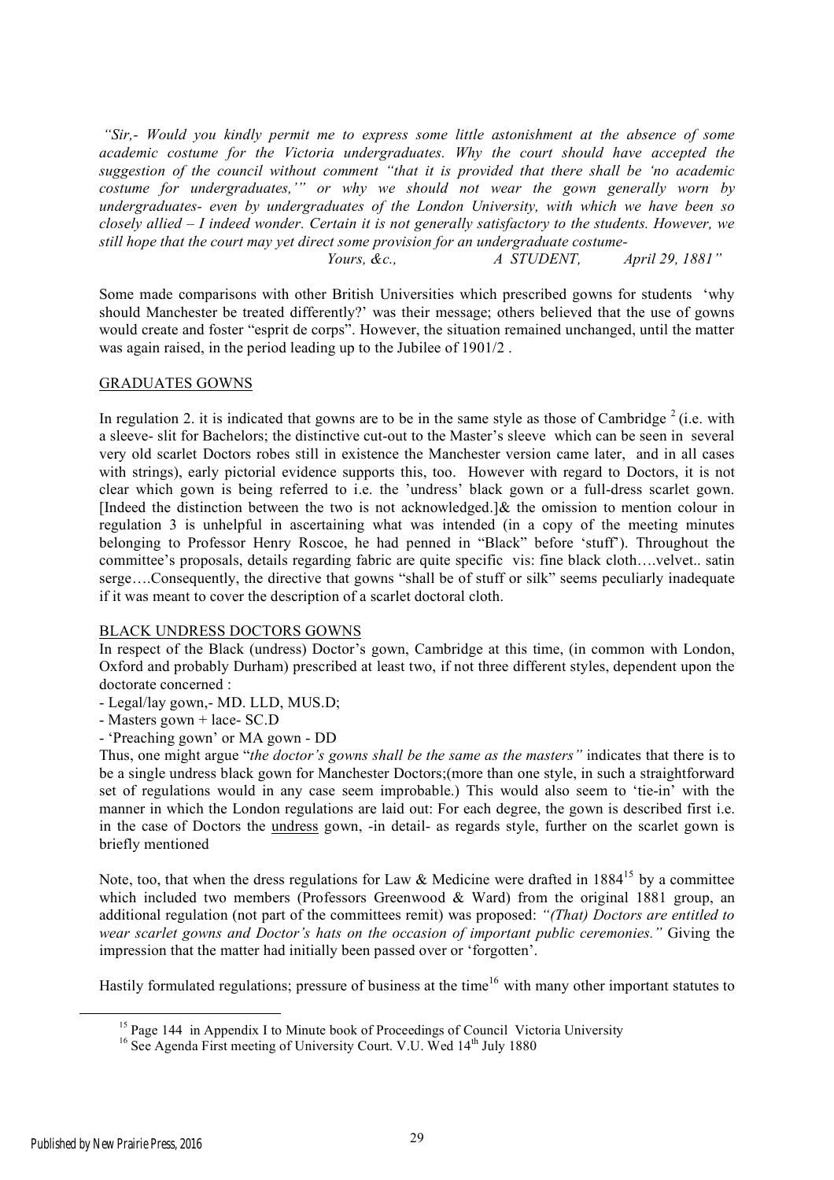*"Sir,- Would you kindly permit me to express some little astonishment at the absence of some academic costume for the Victoria undergraduates. Why the court should have accepted the suggestion of the council without comment "that it is provided that there shall be 'no academic costume for undergraduates,'" or why we should not wear the gown generally worn by undergraduates- even by undergraduates of the London University, with which we have been so closely allied – I indeed wonder. Certain it is not generally satisfactory to the students. However, we still hope that the court may yet direct some provision for an undergraduate costume-*

*Yours, &c., A STUDENT, April 29, 1881"*

Some made comparisons with other British Universities which prescribed gowns for students 'why should Manchester be treated differently?' was their message; others believed that the use of gowns would create and foster "esprit de corps". However, the situation remained unchanged, until the matter was again raised, in the period leading up to the Jubilee of 1901/2 .

## GRADUATES GOWNS

In regulation 2. it is indicated that gowns are to be in the same style as those of Cambridge [2] (i.e. with a sleeve- slit for Bachelors; the distinctive cut-out to the Master's sleeve which can be seen in several very old scarlet Doctors robes still in existence the Manchester version came later, and in all cases with strings), early pictorial evidence supports this, too. However with regard to Doctors, it is not clear which gown is being referred to i.e. the 'undress' black gown or a full-dress scarlet gown. [Indeed the distinction between the two is not acknowledged.]& the omission to mention colour in regulation 3 is unhelpful in ascertaining what was intended (in a copy of the meeting minutes belonging to Professor Henry Roscoe, he had penned in "Black" before 'stuff'). Throughout the committee's proposals, details regarding fabric are quite specific vis: fine black cloth….velvet.. satin serge….Consequently, the directive that gowns "shall be of stuff or silk" seems peculiarly inadequate if it was meant to cover the description of a scarlet doctoral cloth.

## BLACK UNDRESS DOCTORS GOWNS

In respect of the Black (undress) Doctor's gown, Cambridge at this time, (in common with London, Oxford and probably Durham) prescribed at least two, if not three different styles, dependent upon the doctorate concerned :

- Legal/lay gown,- MD. LLD, MUS.D;
- Masters gown + lace- SC.D
- 'Preaching gown' or MA gown - DD

Thus, one might argue "*the doctor's gowns shall be the same as the masters"* indicates that there is to be a single undress black gown for Manchester Doctors;(more than one style, in such a straightforward set of regulations would in any case seem improbable.) This would also seem to 'tie-in' with the manner in which the London regulations are laid out: For each degree, the gown is described first i.e. in the case of Doctors the undress gown, -in detail- as regards style, further on the scarlet gown is briefly mentioned

Note, too, that when the dress regulations for Law & Medicine were drafted in 1884[15] by a committee which included two members (Professors Greenwood & Ward) from the original 1881 group, an additional regulation (not part of the committees remit) was proposed: *"(That) Doctors are entitled to wear scarlet gowns and Doctor's hats on the occasion of important public ceremonies."* Giving the impression that the matter had initially been passed over or 'forgotten'.

Hastily formulated regulations; pressure of business at the time[16] with many other important statutes to

[15] Page 144 in Appendix I to Minute book of Proceedings of Council Victoria University

[16] See Agenda First meeting of University Court. V.U. Wed 14th July 1880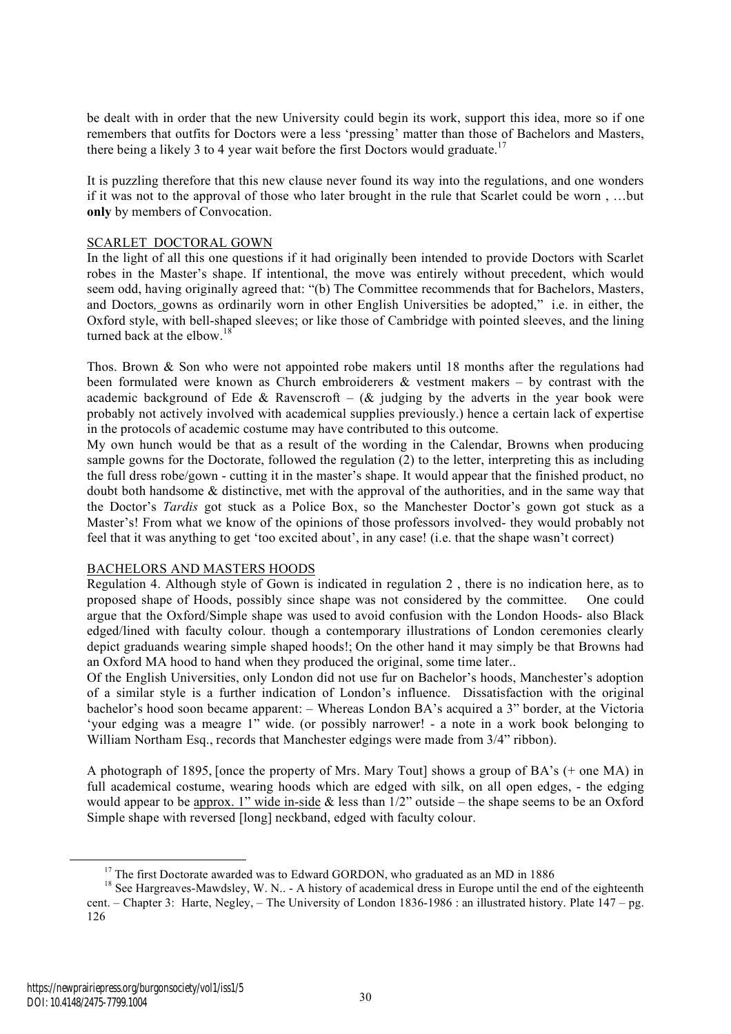be dealt with in order that the new University could begin its work, support this idea, more so if one remembers that outfits for Doctors were a less 'pressing' matter than those of Bachelors and Masters, there being a likely 3 to 4 year wait before the first Doctors would graduate.[17]

It is puzzling therefore that this new clause never found its way into the regulations, and one wonders if it was not to the approval of those who later brought in the rule that Scarlet could be worn , …but **only** by members of Convocation.

SCARLET DOCTORAL GOWN

In the light of all this one questions if it had originally been intended to provide Doctors with Scarlet robes in the Master's shape. If intentional, the move was entirely without precedent, which would seem odd, having originally agreed that: "(b) The Committee recommends that for Bachelors, Masters, and Doctors, gowns as ordinarily worn in other English Universities be adopted," i.e. in either, the Oxford style, with bell-shaped sleeves; or like those of Cambridge with pointed sleeves, and the lining turned back at the elbow.[18]

Thos. Brown & Son who were not appointed robe makers until 18 months after the regulations had been formulated were known as Church embroiderers & vestment makers – by contrast with the academic background of Ede & Ravenscroft – (& judging by the adverts in the year book were probably not actively involved with academical supplies previously.) hence a certain lack of expertise in the protocols of academic costume may have contributed to this outcome.

My own hunch would be that as a result of the wording in the Calendar, Browns when producing sample gowns for the Doctorate, followed the regulation (2) to the letter, interpreting this as including the full dress robe/gown - cutting it in the master's shape. It would appear that the finished product, no doubt both handsome & distinctive, met with the approval of the authorities, and in the same way that the Doctor's *Tardis* got stuck as a Police Box, so the Manchester Doctor's gown got stuck as a Master's! From what we know of the opinions of those professors involved- they would probably not feel that it was anything to get 'too excited about', in any case! (i.e. that the shape wasn't correct)

BACHELORS AND MASTERS HOODS

Regulation 4. Although style of Gown is indicated in regulation 2 , there is no indication here, as to proposed shape of Hoods, possibly since shape was not considered by the committee. One could argue that the Oxford/Simple shape was used to avoid confusion with the London Hoods- also Black edged/lined with faculty colour. though a contemporary illustrations of London ceremonies clearly depict graduands wearing simple shaped hoods!; On the other hand it may simply be that Browns had an Oxford MA hood to hand when they produced the original, some time later..

Of the English Universities, only London did not use fur on Bachelor's hoods, Manchester's adoption of a similar style is a further indication of London's influence. Dissatisfaction with the original bachelor's hood soon became apparent: – Whereas London BA's acquired a 3" border, at the Victoria 'your edging was a meagre 1" wide. (or possibly narrower! - a note in a work book belonging to William Northam Esq., records that Manchester edgings were made from 3/4" ribbon).

A photograph of 1895, [once the property of Mrs. Mary Tout] shows a group of BA's (+ one MA) in full academical costume, wearing hoods which are edged with silk, on all open edges, - the edging would appear to be approx. 1" wide in-side & less than 1/2" outside – the shape seems to be an Oxford Simple shape with reversed [long] neckband, edged with faculty colour.

---

[17] The first Doctorate awarded was to Edward GORDON, who graduated as an MD in 1886

[18] See Hargreaves-Mawdsley, W. N.. - A history of academical dress in Europe until the end of the eighteenth cent. – Chapter 3: Harte, Negley, – The University of London 1836-1986 : an illustrated history. Plate 147 – pg. 126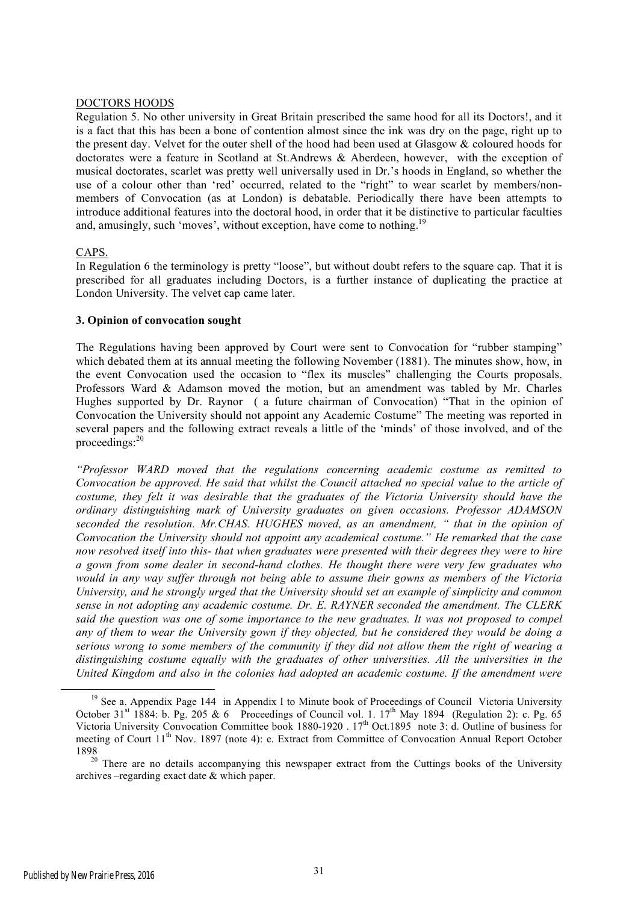DOCTORS HOODS

Regulation 5. No other university in Great Britain prescribed the same hood for all its Doctors!, and it is a fact that this has been a bone of contention almost since the ink was dry on the page, right up to the present day. Velvet for the outer shell of the hood had been used at Glasgow & coloured hoods for doctorates were a feature in Scotland at St.Andrews & Aberdeen, however, with the exception of musical doctorates, scarlet was pretty well universally used in Dr.'s hoods in England, so whether the use of a colour other than 'red' occurred, related to the "right" to wear scarlet by members/non-members of Convocation (as at London) is debatable. Periodically there have been attempts to introduce additional features into the doctoral hood, in order that it be distinctive to particular faculties and, amusingly, such 'moves', without exception, have come to nothing.[19]

CAPS.

In Regulation 6 the terminology is pretty "loose", but without doubt refers to the square cap. That it is prescribed for all graduates including Doctors, is a further instance of duplicating the practice at London University. The velvet cap came later.

**3. Opinion of convocation sought**

The Regulations having been approved by Court were sent to Convocation for "rubber stamping" which debated them at its annual meeting the following November (1881). The minutes show, how, in the event Convocation used the occasion to "flex its muscles" challenging the Courts proposals. Professors Ward & Adamson moved the motion, but an amendment was tabled by Mr. Charles Hughes supported by Dr. Raynor ( a future chairman of Convocation) "That in the opinion of Convocation the University should not appoint any Academic Costume" The meeting was reported in several papers and the following extract reveals a little of the 'minds' of those involved, and of the proceedings:[20]

*"Professor WARD moved that the regulations concerning academic costume as remitted to Convocation be approved. He said that whilst the Council attached no special value to the article of costume, they felt it was desirable that the graduates of the Victoria University should have the ordinary distinguishing mark of University graduates on given occasions. Professor ADAMSON seconded the resolution. Mr.CHAS. HUGHES moved, as an amendment, " that in the opinion of Convocation the University should not appoint any academical costume." He remarked that the case now resolved itself into this- that when graduates were presented with their degrees they were to hire a gown from some dealer in second-hand clothes. He thought there were very few graduates who would in any way suffer through not being able to assume their gowns as members of the Victoria University, and he strongly urged that the University should set an example of simplicity and common sense in not adopting any academic costume. Dr. E. RAYNER seconded the amendment. The CLERK said the question was one of some importance to the new graduates. It was not proposed to compel any of them to wear the University gown if they objected, but he considered they would be doing a serious wrong to some members of the community if they did not allow them the right of wearing a distinguishing costume equally with the graduates of other universities. All the universities in the United Kingdom and also in the colonies had adopted an academic costume. If the amendment were*

---

[19] See a. Appendix Page 144 in Appendix I to Minute book of Proceedings of Council Victoria University October 31st 1884: b. Pg. 205 & 6 Proceedings of Council vol. 1. 17th May 1894 (Regulation 2): c. Pg. 65 Victoria University Convocation Committee book 1880-1920 . 17th Oct.1895 note 3: d. Outline of business for meeting of Court 11th Nov. 1897 (note 4): e. Extract from Committee of Convocation Annual Report October 1898

[20] There are no details accompanying this newspaper extract from the Cuttings books of the University archives –regarding exact date & which paper.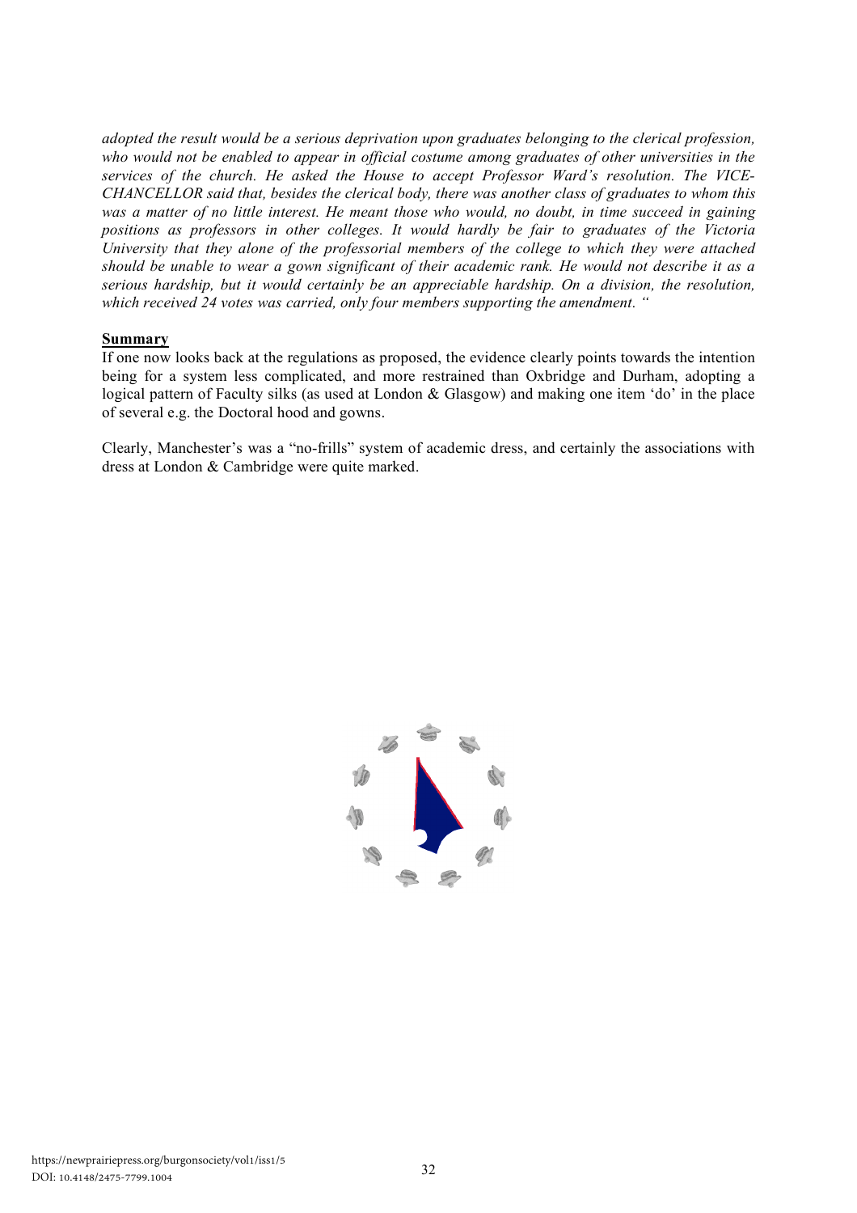*adopted the result would be a serious deprivation upon graduates belonging to the clerical profession, who would not be enabled to appear in official costume among graduates of other universities in the services of the church. He asked the House to accept Professor Ward's resolution. The VICE-CHANCELLOR said that, besides the clerical body, there was another class of graduates to whom this was a matter of no little interest. He meant those who would, no doubt, in time succeed in gaining positions as professors in other colleges. It would hardly be fair to graduates of the Victoria University that they alone of the professorial members of the college to which they were attached should be unable to wear a gown significant of their academic rank. He would not describe it as a serious hardship, but it would certainly be an appreciable hardship. On a division, the resolution, which received 24 votes was carried, only four members supporting the amendment. "*

## Summary

If one now looks back at the regulations as proposed, the evidence clearly points towards the intention being for a system less complicated, and more restrained than Oxbridge and Durham, adopting a logical pattern of Faculty silks (as used at London & Glasgow) and making one item 'do' in the place of several e.g. the Doctoral hood and gowns.

Clearly, Manchester's was a "no-frills" system of academic dress, and certainly the associations with dress at London & Cambridge were quite marked.